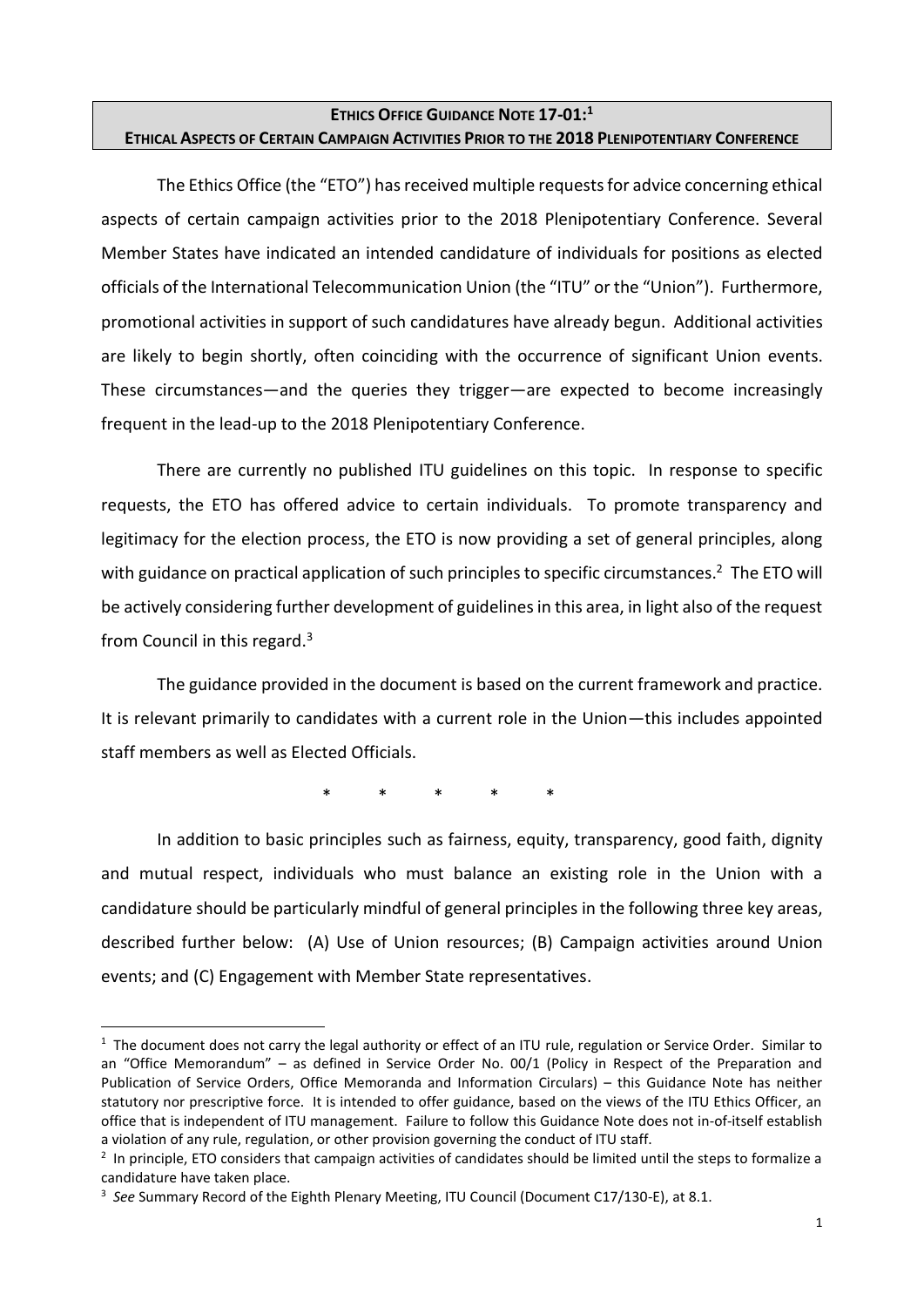# ETHICS OFFICE GUIDANCE NOTE 17-01:[1]
# ETHICAL ASPECTS OF CERTAIN CAMPAIGN ACTIVITIES PRIOR TO THE 2018 PLENIPOTENTIARY CONFERENCE

The Ethics Office (the "ETO") has received multiple requests for advice concerning ethical aspects of certain campaign activities prior to the 2018 Plenipotentiary Conference. Several Member States have indicated an intended candidature of individuals for positions as elected officials of the International Telecommunication Union (the "ITU" or the "Union"). Furthermore, promotional activities in support of such candidatures have already begun. Additional activities are likely to begin shortly, often coinciding with the occurrence of significant Union events. These circumstances—and the queries they trigger—are expected to become increasingly frequent in the lead-up to the 2018 Plenipotentiary Conference.

There are currently no published ITU guidelines on this topic. In response to specific requests, the ETO has offered advice to certain individuals. To promote transparency and legitimacy for the election process, the ETO is now providing a set of general principles, along with guidance on practical application of such principles to specific circumstances.[2] The ETO will be actively considering further development of guidelines in this area, in light also of the request from Council in this regard.[3]

The guidance provided in the document is based on the current framework and practice. It is relevant primarily to candidates with a current role in the Union—this includes appointed staff members as well as Elected Officials.

\* \* \* \* \*

In addition to basic principles such as fairness, equity, transparency, good faith, dignity and mutual respect, individuals who must balance an existing role in the Union with a candidature should be particularly mindful of general principles in the following three key areas, described further below: (A) Use of Union resources; (B) Campaign activities around Union events; and (C) Engagement with Member State representatives.

---

[1] The document does not carry the legal authority or effect of an ITU rule, regulation or Service Order. Similar to an "Office Memorandum" – as defined in Service Order No. 00/1 (Policy in Respect of the Preparation and Publication of Service Orders, Office Memoranda and Information Circulars) – this Guidance Note has neither statutory nor prescriptive force. It is intended to offer guidance, based on the views of the ITU Ethics Officer, an office that is independent of ITU management. Failure to follow this Guidance Note does not in-of-itself establish a violation of any rule, regulation, or other provision governing the conduct of ITU staff.

[2] In principle, ETO considers that campaign activities of candidates should be limited until the steps to formalize a candidature have taken place.

[3] *See* Summary Record of the Eighth Plenary Meeting, ITU Council (Document C17/130-E), at 8.1.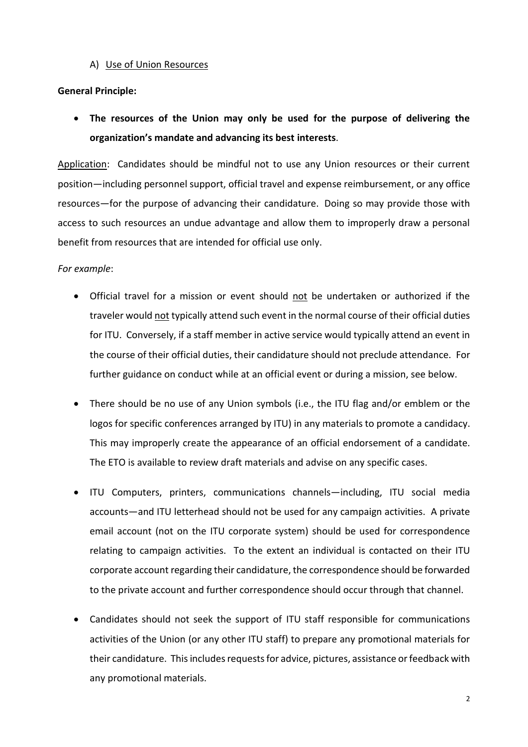A) <u>Use of Union Resources</u>

**General Principle:**

- **The resources of the Union may only be used for the purpose of delivering the organization's mandate and advancing its best interests**.

<u>Application</u>: Candidates should be mindful not to use any Union resources or their current position—including personnel support, official travel and expense reimbursement, or any office resources—for the purpose of advancing their candidature. Doing so may provide those with access to such resources an undue advantage and allow them to improperly draw a personal benefit from resources that are intended for official use only.

*For example*:

- Official travel for a mission or event should <u>not</u> be undertaken or authorized if the traveler would <u>not</u> typically attend such event in the normal course of their official duties for ITU. Conversely, if a staff member in active service would typically attend an event in the course of their official duties, their candidature should not preclude attendance. For further guidance on conduct while at an official event or during a mission, see below.

- There should be no use of any Union symbols (i.e., the ITU flag and/or emblem or the logos for specific conferences arranged by ITU) in any materials to promote a candidacy. This may improperly create the appearance of an official endorsement of a candidate. The ETO is available to review draft materials and advise on any specific cases.

- ITU Computers, printers, communications channels—including, ITU social media accounts—and ITU letterhead should not be used for any campaign activities. A private email account (not on the ITU corporate system) should be used for correspondence relating to campaign activities. To the extent an individual is contacted on their ITU corporate account regarding their candidature, the correspondence should be forwarded to the private account and further correspondence should occur through that channel.

- Candidates should not seek the support of ITU staff responsible for communications activities of the Union (or any other ITU staff) to prepare any promotional materials for their candidature. This includes requests for advice, pictures, assistance or feedback with any promotional materials.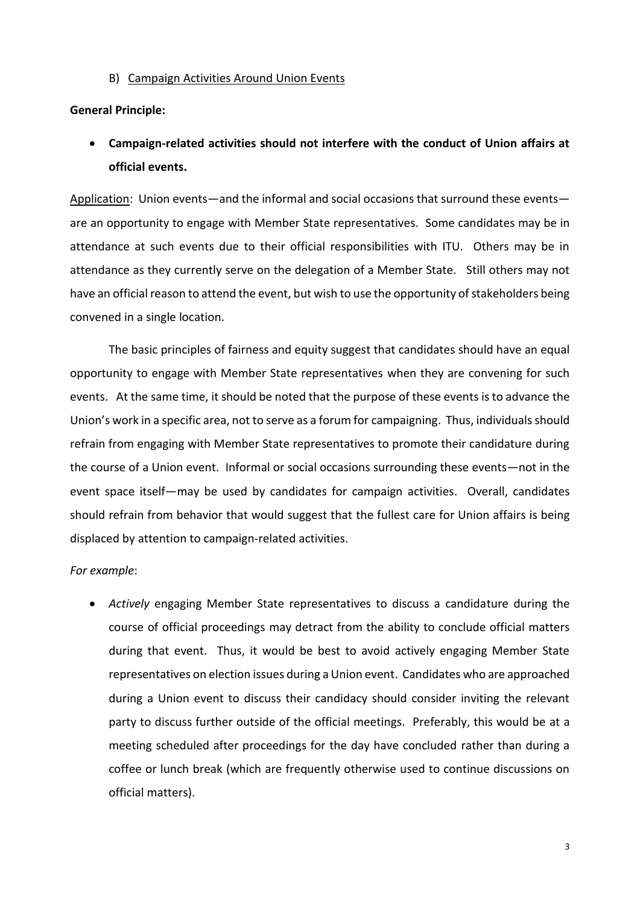B) Campaign Activities Around Union Events

**General Principle:**

- **Campaign-related activities should not interfere with the conduct of Union affairs at official events.**

Application: Union events—and the informal and social occasions that surround these events—are an opportunity to engage with Member State representatives. Some candidates may be in attendance at such events due to their official responsibilities with ITU. Others may be in attendance as they currently serve on the delegation of a Member State. Still others may not have an official reason to attend the event, but wish to use the opportunity of stakeholders being convened in a single location.

The basic principles of fairness and equity suggest that candidates should have an equal opportunity to engage with Member State representatives when they are convening for such events. At the same time, it should be noted that the purpose of these events is to advance the Union's work in a specific area, not to serve as a forum for campaigning. Thus, individuals should refrain from engaging with Member State representatives to promote their candidature during the course of a Union event. Informal or social occasions surrounding these events—not in the event space itself—may be used by candidates for campaign activities. Overall, candidates should refrain from behavior that would suggest that the fullest care for Union affairs is being displaced by attention to campaign-related activities.

*For example*:

- *Actively* engaging Member State representatives to discuss a candidature during the course of official proceedings may detract from the ability to conclude official matters during that event. Thus, it would be best to avoid actively engaging Member State representatives on election issues during a Union event. Candidates who are approached during a Union event to discuss their candidacy should consider inviting the relevant party to discuss further outside of the official meetings. Preferably, this would be at a meeting scheduled after proceedings for the day have concluded rather than during a coffee or lunch break (which are frequently otherwise used to continue discussions on official matters).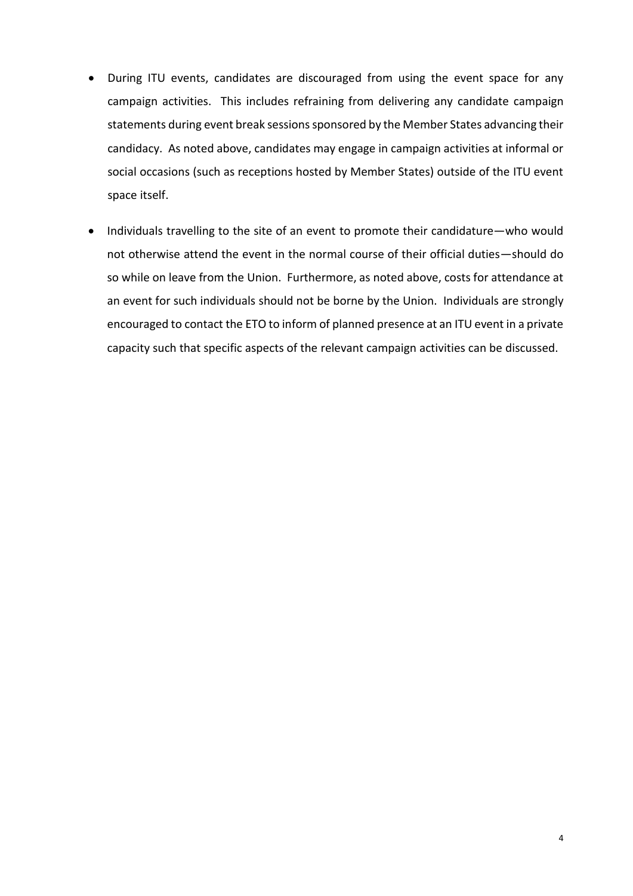- During ITU events, candidates are discouraged from using the event space for any campaign activities. This includes refraining from delivering any candidate campaign statements during event break sessions sponsored by the Member States advancing their candidacy. As noted above, candidates may engage in campaign activities at informal or social occasions (such as receptions hosted by Member States) outside of the ITU event space itself.

- Individuals travelling to the site of an event to promote their candidature—who would not otherwise attend the event in the normal course of their official duties—should do so while on leave from the Union. Furthermore, as noted above, costs for attendance at an event for such individuals should not be borne by the Union. Individuals are strongly encouraged to contact the ETO to inform of planned presence at an ITU event in a private capacity such that specific aspects of the relevant campaign activities can be discussed.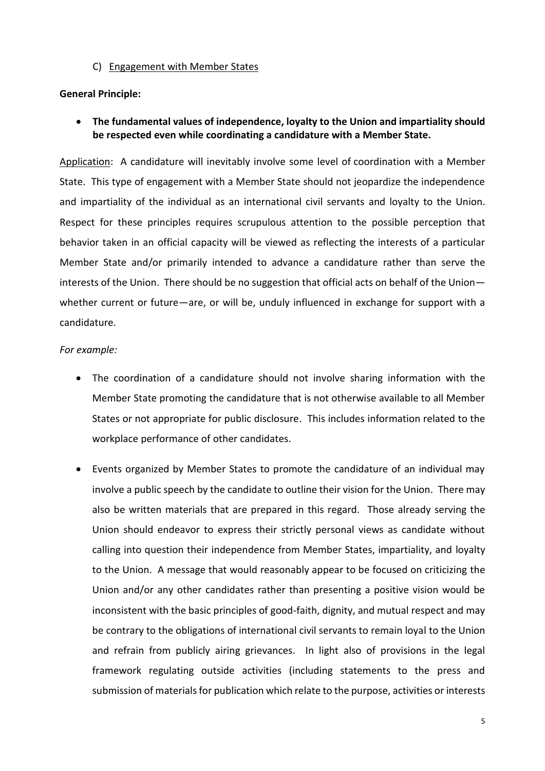C) Engagement with Member States

**General Principle:**

- **The fundamental values of independence, loyalty to the Union and impartiality should be respected even while coordinating a candidature with a Member State.**

Application: A candidature will inevitably involve some level of coordination with a Member State. This type of engagement with a Member State should not jeopardize the independence and impartiality of the individual as an international civil servants and loyalty to the Union. Respect for these principles requires scrupulous attention to the possible perception that behavior taken in an official capacity will be viewed as reflecting the interests of a particular Member State and/or primarily intended to advance a candidature rather than serve the interests of the Union. There should be no suggestion that official acts on behalf of the Union—whether current or future—are, or will be, unduly influenced in exchange for support with a candidature.

*For example:*

- The coordination of a candidature should not involve sharing information with the Member State promoting the candidature that is not otherwise available to all Member States or not appropriate for public disclosure. This includes information related to the workplace performance of other candidates.

- Events organized by Member States to promote the candidature of an individual may involve a public speech by the candidate to outline their vision for the Union. There may also be written materials that are prepared in this regard. Those already serving the Union should endeavor to express their strictly personal views as candidate without calling into question their independence from Member States, impartiality, and loyalty to the Union. A message that would reasonably appear to be focused on criticizing the Union and/or any other candidates rather than presenting a positive vision would be inconsistent with the basic principles of good-faith, dignity, and mutual respect and may be contrary to the obligations of international civil servants to remain loyal to the Union and refrain from publicly airing grievances. In light also of provisions in the legal framework regulating outside activities (including statements to the press and submission of materials for publication which relate to the purpose, activities or interests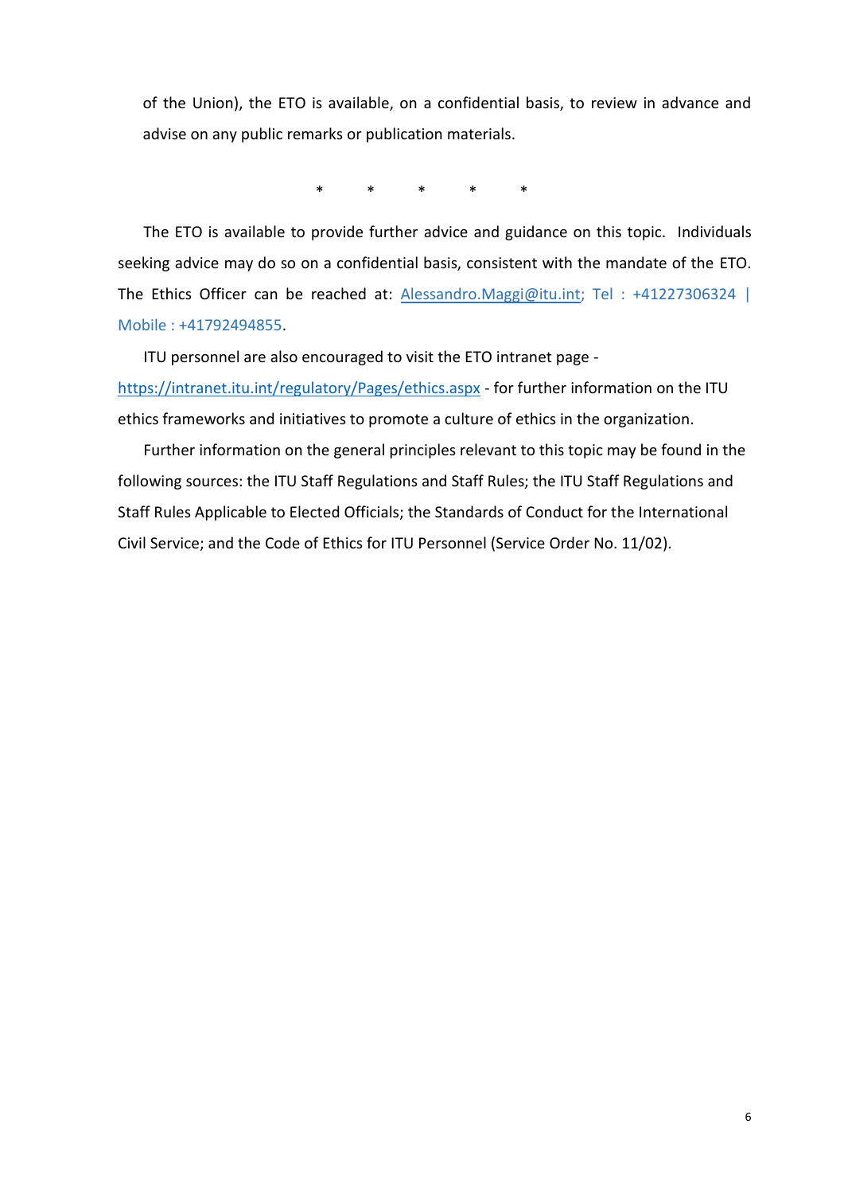of the Union), the ETO is available, on a confidential basis, to review in advance and advise on any public remarks or publication materials.

\* \* \* \* \*

The ETO is available to provide further advice and guidance on this topic. Individuals seeking advice may do so on a confidential basis, consistent with the mandate of the ETO. The Ethics Officer can be reached at: Alessandro.Maggi@itu.int; Tel : +41227306324 | Mobile : +41792494855.

ITU personnel are also encouraged to visit the ETO intranet page - https://intranet.itu.int/regulatory/Pages/ethics.aspx - for further information on the ITU ethics frameworks and initiatives to promote a culture of ethics in the organization.

Further information on the general principles relevant to this topic may be found in the following sources: the ITU Staff Regulations and Staff Rules; the ITU Staff Regulations and Staff Rules Applicable to Elected Officials; the Standards of Conduct for the International Civil Service; and the Code of Ethics for ITU Personnel (Service Order No. 11/02).